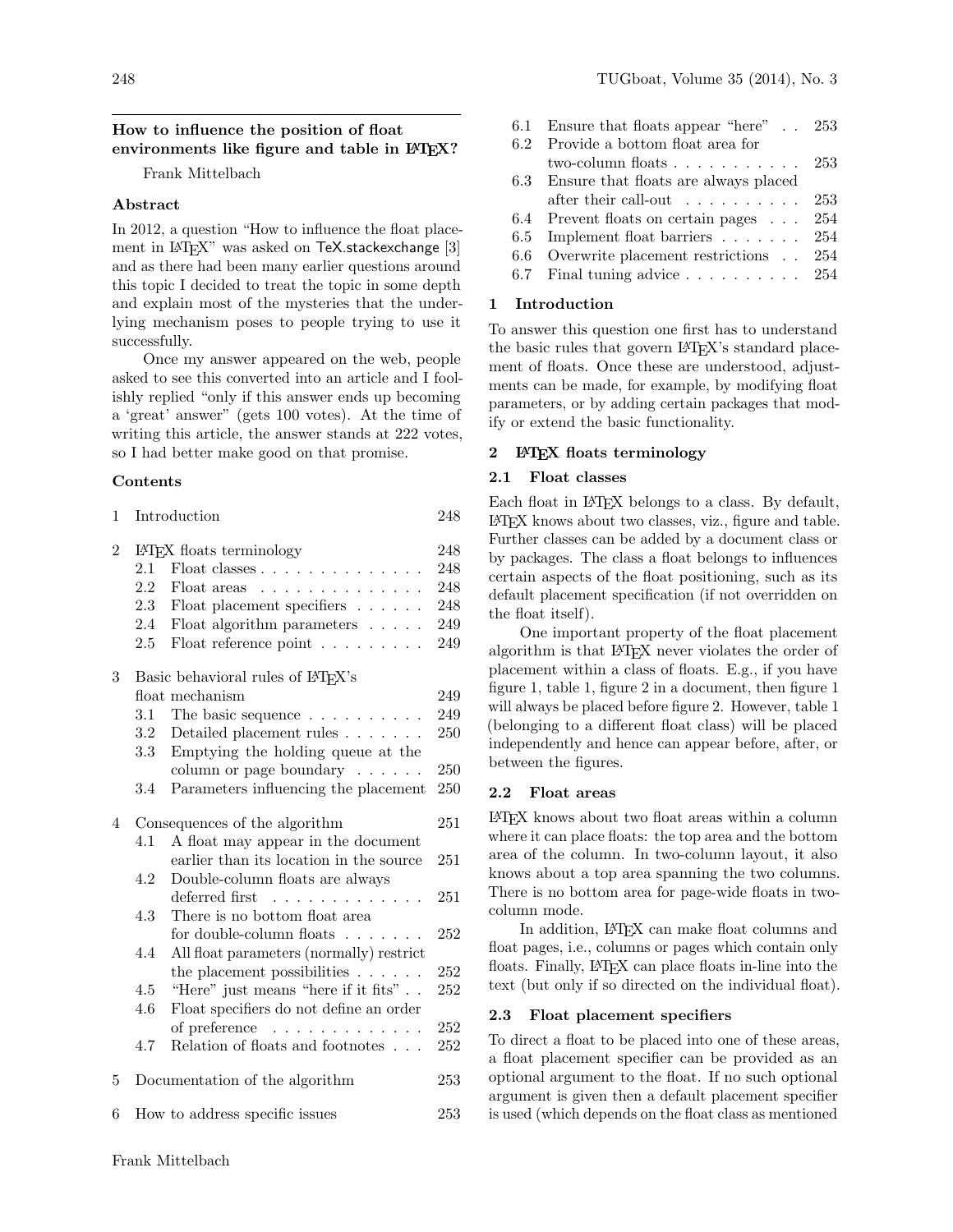# How to influence the position of float environments like figure and table in LaTeX?

Frank Mittelbach

## Abstract

In 2012, a question "How to influence the float placement in LaTeX" was asked on TeX.stackexchange [3] and as there had been many earlier questions around this topic I decided to treat the topic in some depth and explain most of the mysteries that the underlying mechanism poses to people trying to use it successfully.

Once my answer appeared on the web, people asked to see this converted into an article and I foolishly replied "only if this answer ends up becoming a 'great' answer" (gets 100 votes). At the time of writing this article, the answer stands at 222 votes, so I had better make good on that promise.

## Contents

- 1 Introduction — 248
- 2 LaTeX floats terminology — 248
  - 2.1 Float classes — 248
  - 2.2 Float areas — 248
  - 2.3 Float placement specifiers — 248
  - 2.4 Float algorithm parameters — 249
  - 2.5 Float reference point — 249
- 3 Basic behavioral rules of LaTeX's float mechanism — 249
  - 3.1 The basic sequence — 249
  - 3.2 Detailed placement rules — 250
  - 3.3 Emptying the holding queue at the column or page boundary — 250
  - 3.4 Parameters influencing the placement — 250
- 4 Consequences of the algorithm — 251
  - 4.1 A float may appear in the document earlier than its location in the source — 251
  - 4.2 Double-column floats are always deferred first — 251
  - 4.3 There is no bottom float area for double-column floats — 252
  - 4.4 All float parameters (normally) restrict the placement possibilities — 252
  - 4.5 "Here" just means "here if it fits" — 252
  - 4.6 Float specifiers do not define an order of preference — 252
  - 4.7 Relation of floats and footnotes — 252
- 5 Documentation of the algorithm — 253
- 6 How to address specific issues — 253
  - 6.1 Ensure that floats appear "here" — 253
  - 6.2 Provide a bottom float area for two-column floats — 253
  - 6.3 Ensure that floats are always placed after their call-out — 253
  - 6.4 Prevent floats on certain pages — 254
  - 6.5 Implement float barriers — 254
  - 6.6 Overwrite placement restrictions — 254
  - 6.7 Final tuning advice — 254

## 1 Introduction

To answer this question one first has to understand the basic rules that govern LaTeX's standard placement of floats. Once these are understood, adjustments can be made, for example, by modifying float parameters, or by adding certain packages that modify or extend the basic functionality.

## 2 LaTeX floats terminology

### 2.1 Float classes

Each float in LaTeX belongs to a class. By default, LaTeX knows about two classes, viz., figure and table. Further classes can be added by a document class or by packages. The class a float belongs to influences certain aspects of the float positioning, such as its default placement specification (if not overridden on the float itself).

One important property of the float placement algorithm is that LaTeX never violates the order of placement within a class of floats. E.g., if you have figure 1, table 1, figure 2 in a document, then figure 1 will always be placed before figure 2. However, table 1 (belonging to a different float class) will be placed independently and hence can appear before, after, or between the figures.

### 2.2 Float areas

LaTeX knows about two float areas within a column where it can place floats: the top area and the bottom area of the column. In two-column layout, it also knows about a top area spanning the two columns. There is no bottom area for page-wide floats in two-column mode.

In addition, LaTeX can make float columns and float pages, i.e., columns or pages which contain only floats. Finally, LaTeX can place floats in-line into the text (but only if so directed on the individual float).

### 2.3 Float placement specifiers

To direct a float to be placed into one of these areas, a float placement specifier can be provided as an optional argument to the float. If no such optional argument is given then a default placement specifier is used (which depends on the float class as mentioned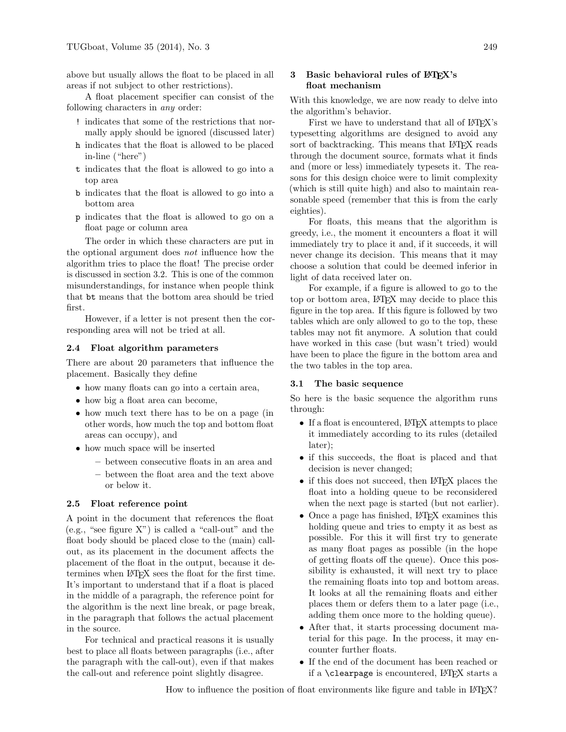above but usually allows the float to be placed in all areas if not subject to other restrictions).

A float placement specifier can consist of the following characters in *any* order:

- `!` indicates that some of the restrictions that normally apply should be ignored (discussed later)
- `h` indicates that the float is allowed to be placed in-line ("here")
- `t` indicates that the float is allowed to go into a top area
- `b` indicates that the float is allowed to go into a bottom area
- `p` indicates that the float is allowed to go on a float page or column area

The order in which these characters are put in the optional argument does *not* influence how the algorithm tries to place the float! The precise order is discussed in section 3.2. This is one of the common misunderstandings, for instance when people think that `bt` means that the bottom area should be tried first.

However, if a letter is not present then the corresponding area will not be tried at all.

### 2.4 Float algorithm parameters

There are about 20 parameters that influence the placement. Basically they define

- how many floats can go into a certain area,
- how big a float area can become,
- how much text there has to be on a page (in other words, how much the top and bottom float areas can occupy), and
- how much space will be inserted
  - between consecutive floats in an area and
  - between the float area and the text above or below it.

### 2.5 Float reference point

A point in the document that references the float (e.g., "see figure X") is called a "call-out" and the float body should be placed close to the (main) call-out, as its placement in the document affects the placement of the float in the output, because it determines when LaTeX sees the float for the first time. It's important to understand that if a float is placed in the middle of a paragraph, the reference point for the algorithm is the next line break, or page break, in the paragraph that follows the actual placement in the source.

For technical and practical reasons it is usually best to place all floats between paragraphs (i.e., after the paragraph with the call-out), even if that makes the call-out and reference point slightly disagree.

## 3 Basic behavioral rules of LaTeX's float mechanism

With this knowledge, we are now ready to delve into the algorithm's behavior.

First we have to understand that all of LaTeX's typesetting algorithms are designed to avoid any sort of backtracking. This means that LaTeX reads through the document source, formats what it finds and (more or less) immediately typesets it. The reasons for this design choice were to limit complexity (which is still quite high) and also to maintain reasonable speed (remember that this is from the early eighties).

For floats, this means that the algorithm is greedy, i.e., the moment it encounters a float it will immediately try to place it and, if it succeeds, it will never change its decision. This means that it may choose a solution that could be deemed inferior in light of data received later on.

For example, if a figure is allowed to go to the top or bottom area, LaTeX may decide to place this figure in the top area. If this figure is followed by two tables which are only allowed to go to the top, these tables may not fit anymore. A solution that could have worked in this case (but wasn't tried) would have been to place the figure in the bottom area and the two tables in the top area.

### 3.1 The basic sequence

So here is the basic sequence the algorithm runs through:

- If a float is encountered, LaTeX attempts to place it immediately according to its rules (detailed later);
- if this succeeds, the float is placed and that decision is never changed;
- if this does not succeed, then LaTeX places the float into a holding queue to be reconsidered when the next page is started (but not earlier).
- Once a page has finished, LaTeX examines this holding queue and tries to empty it as best as possible. For this it will first try to generate as many float pages as possible (in the hope of getting floats off the queue). Once this possibility is exhausted, it will next try to place the remaining floats into top and bottom areas. It looks at all the remaining floats and either places them or defers them to a later page (i.e., adding them once more to the holding queue).
- After that, it starts processing document material for this page. In the process, it may encounter further floats.
- If the end of the document has been reached or if a `\clearpage` is encountered, LaTeX starts a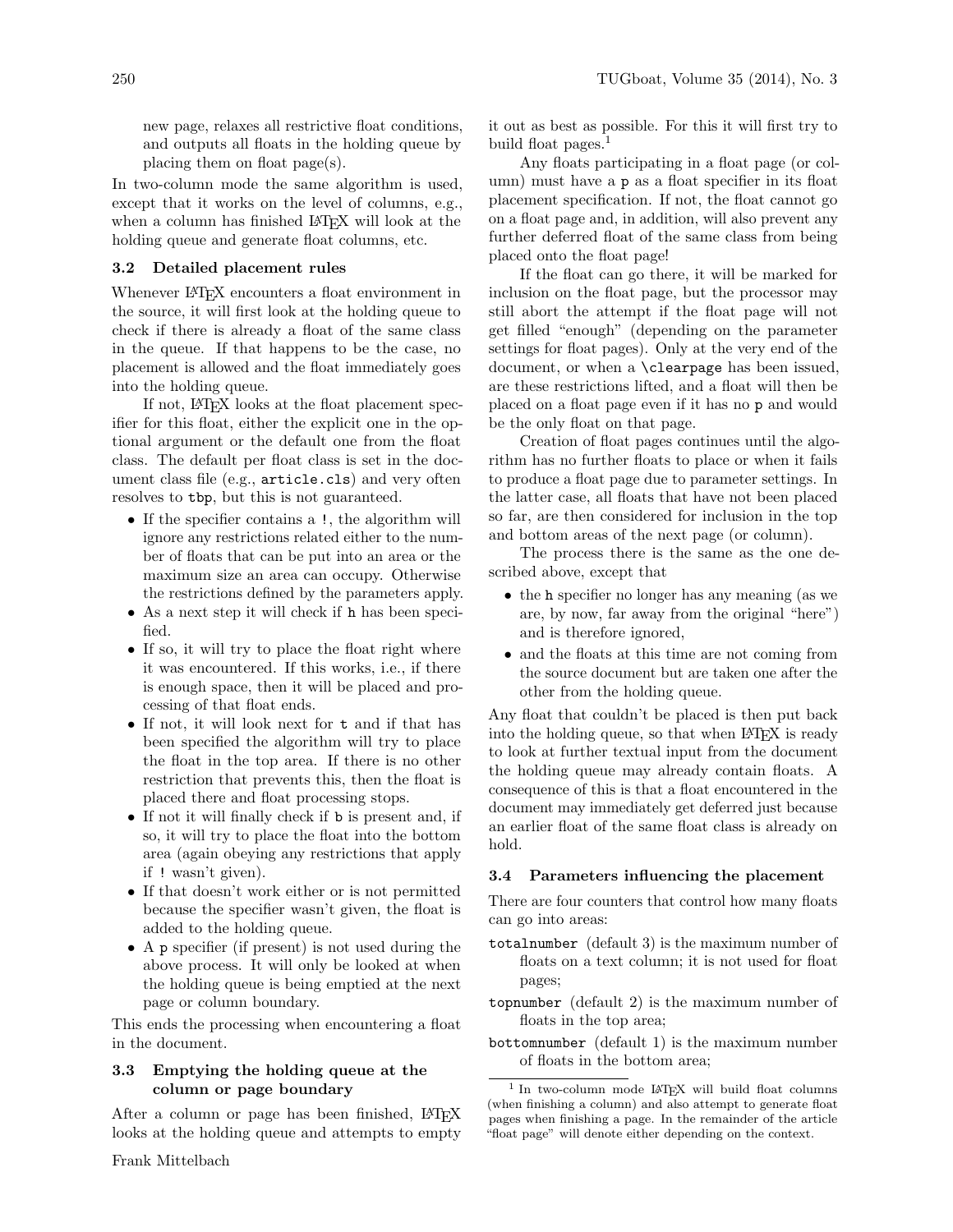new page, relaxes all restrictive float conditions, and outputs all floats in the holding queue by placing them on float page(s).

In two-column mode the same algorithm is used, except that it works on the level of columns, e.g., when a column has finished LaTeX will look at the holding queue and generate float columns, etc.

### 3.2 Detailed placement rules

Whenever LaTeX encounters a float environment in the source, it will first look at the holding queue to check if there is already a float of the same class in the queue. If that happens to be the case, no placement is allowed and the float immediately goes into the holding queue.

If not, LaTeX looks at the float placement specifier for this float, either the explicit one in the optional argument or the default one from the float class. The default per float class is set in the document class file (e.g., `article.cls`) and very often resolves to `tbp`, but this is not guaranteed.

- If the specifier contains a `!`, the algorithm will ignore any restrictions related either to the number of floats that can be put into an area or the maximum size an area can occupy. Otherwise the restrictions defined by the parameters apply.
- As a next step it will check if `h` has been specified.
- If so, it will try to place the float right where it was encountered. If this works, i.e., if there is enough space, then it will be placed and processing of that float ends.
- If not, it will look next for `t` and if that has been specified the algorithm will try to place the float in the top area. If there is no other restriction that prevents this, then the float is placed there and float processing stops.
- If not it will finally check if `b` is present and, if so, it will try to place the float into the bottom area (again obeying any restrictions that apply if `!` wasn't given).
- If that doesn't work either or is not permitted because the specifier wasn't given, the float is added to the holding queue.
- A `p` specifier (if present) is not used during the above process. It will only be looked at when the holding queue is being emptied at the next page or column boundary.

This ends the processing when encountering a float in the document.

### 3.3 Emptying the holding queue at the column or page boundary

After a column or page has been finished, LaTeX looks at the holding queue and attempts to empty it out as best as possible. For this it will first try to build float pages.[1]

Any floats participating in a float page (or column) must have a `p` as a float specifier in its float placement specification. If not, the float cannot go on a float page and, in addition, will also prevent any further deferred float of the same class from being placed onto the float page!

If the float can go there, it will be marked for inclusion on the float page, but the processor may still abort the attempt if the float page will not get filled "enough" (depending on the parameter settings for float pages). Only at the very end of the document, or when a `\clearpage` has been issued, are these restrictions lifted, and a float will then be placed on a float page even if it has no `p` and would be the only float on that page.

Creation of float pages continues until the algorithm has no further floats to place or when it fails to produce a float page due to parameter settings. In the latter case, all floats that have not been placed so far, are then considered for inclusion in the top and bottom areas of the next page (or column).

The process there is the same as the one described above, except that

- the `h` specifier no longer has any meaning (as we are, by now, far away from the original "here") and is therefore ignored,
- and the floats at this time are not coming from the source document but are taken one after the other from the holding queue.

Any float that couldn't be placed is then put back into the holding queue, so that when LaTeX is ready to look at further textual input from the document the holding queue may already contain floats. A consequence of this is that a float encountered in the document may immediately get deferred just because an earlier float of the same float class is already on hold.

### 3.4 Parameters influencing the placement

There are four counters that control how many floats can go into areas:

`totalnumber` (default 3) is the maximum number of floats on a text column; it is not used for float pages;

`topnumber` (default 2) is the maximum number of floats in the top area;

`bottomnumber` (default 1) is the maximum number of floats in the bottom area;

[1] In two-column mode LaTeX will build float columns (when finishing a column) and also attempt to generate float pages when finishing a page. In the remainder of the article "float page" will denote either depending on the context.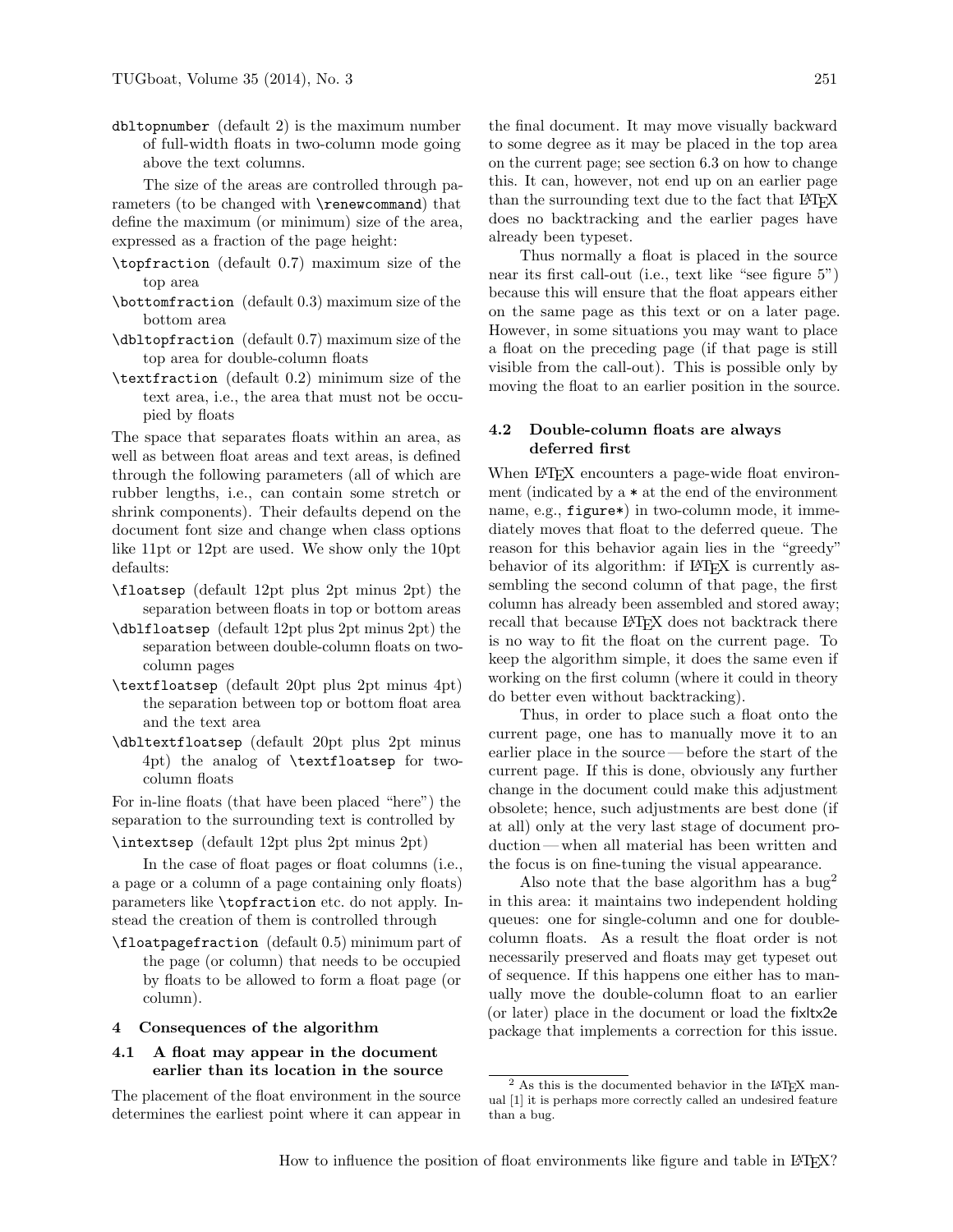dbltopnumber (default 2) is the maximum number of full-width floats in two-column mode going above the text columns.

The size of the areas are controlled through parameters (to be changed with `\renewcommand`) that define the maximum (or minimum) size of the area, expressed as a fraction of the page height:

`\topfraction` (default 0.7) maximum size of the top area

`\bottomfraction` (default 0.3) maximum size of the bottom area

`\dbltopfraction` (default 0.7) maximum size of the top area for double-column floats

`\textfraction` (default 0.2) minimum size of the text area, i.e., the area that must not be occupied by floats

The space that separates floats within an area, as well as between float areas and text areas, is defined through the following parameters (all of which are rubber lengths, i.e., can contain some stretch or shrink components). Their defaults depend on the document font size and change when class options like 11pt or 12pt are used. We show only the 10pt defaults:

`\floatsep` (default 12pt plus 2pt minus 2pt) the separation between floats in top or bottom areas

`\dblfloatsep` (default 12pt plus 2pt minus 2pt) the separation between double-column floats on two-column pages

`\textfloatsep` (default 20pt plus 2pt minus 4pt) the separation between top or bottom float area and the text area

`\dbltextfloatsep` (default 20pt plus 2pt minus 4pt) the analog of `\textfloatsep` for two-column floats

For in-line floats (that have been placed "here") the separation to the surrounding text is controlled by

`\intextsep` (default 12pt plus 2pt minus 2pt)

In the case of float pages or float columns (i.e., a page or a column of a page containing only floats) parameters like `\topfraction` etc. do not apply. Instead the creation of them is controlled through

`\floatpagefraction` (default 0.5) minimum part of the page (or column) that needs to be occupied by floats to be allowed to form a float page (or column).

## 4 Consequences of the algorithm

### 4.1 A float may appear in the document earlier than its location in the source

The placement of the float environment in the source determines the earliest point where it can appear in the final document. It may move visually backward to some degree as it may be placed in the top area on the current page; see section 6.3 on how to change this. It can, however, not end up on an earlier page than the surrounding text due to the fact that LaTeX does no backtracking and the earlier pages have already been typeset.

Thus normally a float is placed in the source near its first call-out (i.e., text like "see figure 5") because this will ensure that the float appears either on the same page as this text or on a later page. However, in some situations you may want to place a float on the preceding page (if that page is still visible from the call-out). This is possible only by moving the float to an earlier position in the source.

### 4.2 Double-column floats are always deferred first

When LaTeX encounters a page-wide float environment (indicated by a * at the end of the environment name, e.g., `figure*`) in two-column mode, it immediately moves that float to the deferred queue. The reason for this behavior again lies in the "greedy" behavior of its algorithm: if LaTeX is currently assembling the second column of that page, the first column has already been assembled and stored away; recall that because LaTeX does not backtrack there is no way to fit the float on the current page. To keep the algorithm simple, it does the same even if working on the first column (where it could in theory do better even without backtracking).

Thus, in order to place such a float onto the current page, one has to manually move it to an earlier place in the source — before the start of the current page. If this is done, obviously any further change in the document could make this adjustment obsolete; hence, such adjustments are best done (if at all) only at the very last stage of document production — when all material has been written and the focus is on fine-tuning the visual appearance.

Also note that the base algorithm has a bug[2] in this area: it maintains two independent holding queues: one for single-column and one for double-column floats. As a result the float order is not necessarily preserved and floats may get typeset out of sequence. If this happens one either has to manually move the double-column float to an earlier (or later) place in the document or load the fixltx2e package that implements a correction for this issue.

[2] As this is the documented behavior in the LaTeX manual [1] it is perhaps more correctly called an undesired feature than a bug.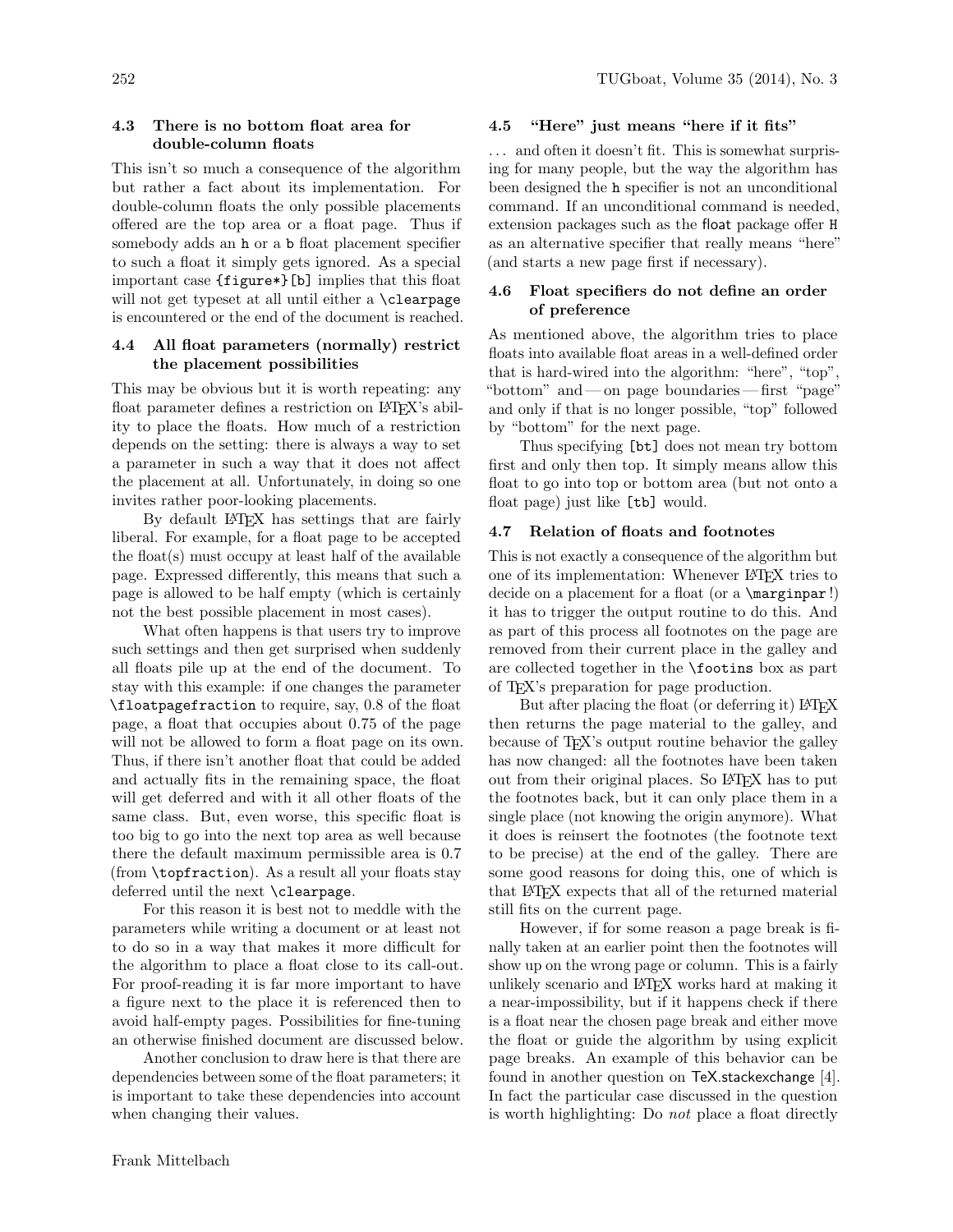### 4.3 There is no bottom float area for double-column floats

This isn't so much a consequence of the algorithm but rather a fact about its implementation. For double-column floats the only possible placements offered are the top area or a float page. Thus if somebody adds an `h` or a `b` float placement specifier to such a float it simply gets ignored. As a special important case `{figure*}[b]` implies that this float will not get typeset at all until either a `\clearpage` is encountered or the end of the document is reached.

### 4.4 All float parameters (normally) restrict the placement possibilities

This may be obvious but it is worth repeating: any float parameter defines a restriction on LaTeX's ability to place the floats. How much of a restriction depends on the setting: there is always a way to set a parameter in such a way that it does not affect the placement at all. Unfortunately, in doing so one invites rather poor-looking placements.

By default LaTeX has settings that are fairly liberal. For example, for a float page to be accepted the float(s) must occupy at least half of the available page. Expressed differently, this means that such a page is allowed to be half empty (which is certainly not the best possible placement in most cases).

What often happens is that users try to improve such settings and then get surprised when suddenly all floats pile up at the end of the document. To stay with this example: if one changes the parameter `\floatpagefraction` to require, say, 0.8 of the float page, a float that occupies about 0.75 of the page will not be allowed to form a float page on its own. Thus, if there isn't another float that could be added and actually fits in the remaining space, the float will get deferred and with it all other floats of the same class. But, even worse, this specific float is too big to go into the next top area as well because there the default maximum permissible area is 0.7 (from `\topfraction`). As a result all your floats stay deferred until the next `\clearpage`.

For this reason it is best not to meddle with the parameters while writing a document or at least not to do so in a way that makes it more difficult for the algorithm to place a float close to its call-out. For proof-reading it is far more important to have a figure next to the place it is referenced then to avoid half-empty pages. Possibilities for fine-tuning an otherwise finished document are discussed below.

Another conclusion to draw here is that there are dependencies between some of the float parameters; it is important to take these dependencies into account when changing their values.

### 4.5 "Here" just means "here if it fits"

... and often it doesn't fit. This is somewhat surprising for many people, but the way the algorithm has been designed the `h` specifier is not an unconditional command. If an unconditional command is needed, extension packages such as the float package offer `H` as an alternative specifier that really means "here" (and starts a new page first if necessary).

### 4.6 Float specifiers do not define an order of preference

As mentioned above, the algorithm tries to place floats into available float areas in a well-defined order that is hard-wired into the algorithm: "here", "top", "bottom" and — on page boundaries — first "page" and only if that is no longer possible, "top" followed by "bottom" for the next page.

Thus specifying `[bt]` does not mean try bottom first and only then top. It simply means allow this float to go into top or bottom area (but not onto a float page) just like `[tb]` would.

### 4.7 Relation of floats and footnotes

This is not exactly a consequence of the algorithm but one of its implementation: Whenever LaTeX tries to decide on a placement for a float (or a `\marginpar`!) it has to trigger the output routine to do this. And as part of this process all footnotes on the page are removed from their current place in the galley and are collected together in the `\footins` box as part of TeX's preparation for page production.

But after placing the float (or deferring it) LaTeX then returns the page material to the galley, and because of TeX's output routine behavior the galley has now changed: all the footnotes have been taken out from their original places. So LaTeX has to put the footnotes back, but it can only place them in a single place (not knowing the origin anymore). What it does is reinsert the footnotes (the footnote text to be precise) at the end of the galley. There are some good reasons for doing this, one of which is that LaTeX expects that all of the returned material still fits on the current page.

However, if for some reason a page break is finally taken at an earlier point then the footnotes will show up on the wrong page or column. This is a fairly unlikely scenario and LaTeX works hard at making it a near-impossibility, but if it happens check if there is a float near the chosen page break and either move the float or guide the algorithm by using explicit page breaks. An example of this behavior can be found in another question on TeX.stackexchange [4]. In fact the particular case discussed in the question is worth highlighting: Do *not* place a float directly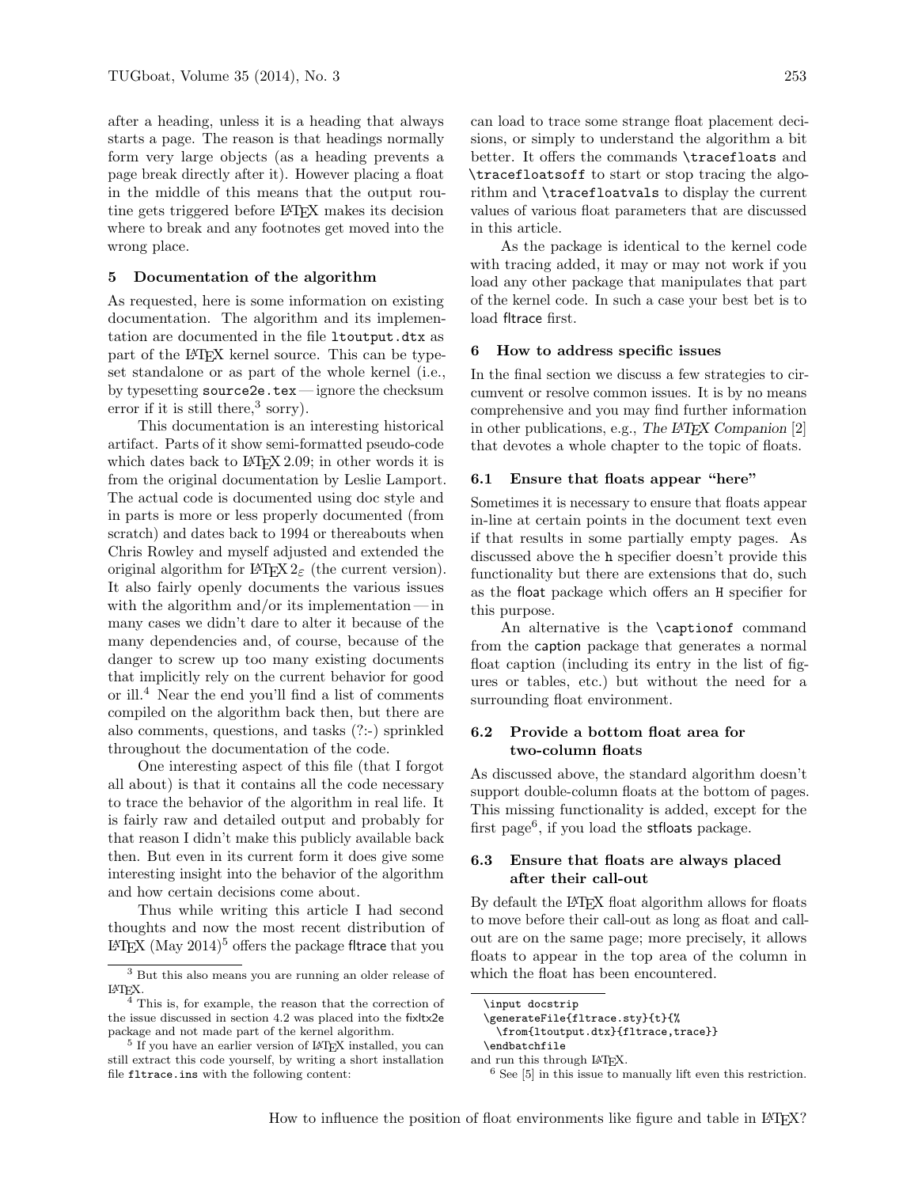after a heading, unless it is a heading that always starts a page. The reason is that headings normally form very large objects (as a heading prevents a page break directly after it). However placing a float in the middle of this means that the output routine gets triggered before LaTeX makes its decision where to break and any footnotes get moved into the wrong place.

## 5 Documentation of the algorithm

As requested, here is some information on existing documentation. The algorithm and its implementation are documented in the file `ltoutput.dtx` as part of the LaTeX kernel source. This can be typeset standalone or as part of the whole kernel (i.e., by typesetting `source2e.tex` — ignore the checksum error if it is still there,[3] sorry).

This documentation is an interesting historical artifact. Parts of it show semi-formatted pseudo-code which dates back to LaTeX 2.09; in other words it is from the original documentation by Leslie Lamport. The actual code is documented using doc style and in parts is more or less properly documented (from scratch) and dates back to 1994 or thereabouts when Chris Rowley and myself adjusted and extended the original algorithm for LaTeX $2_\varepsilon$ (the current version). It also fairly openly documents the various issues with the algorithm and/or its implementation — in many cases we didn't dare to alter it because of the many dependencies and, of course, because of the danger to screw up too many existing documents that implicitly rely on the current behavior for good or ill.[4] Near the end you'll find a list of comments compiled on the algorithm back then, but there are also comments, questions, and tasks (?:-) sprinkled throughout the documentation of the code.

One interesting aspect of this file (that I forgot all about) is that it contains all the code necessary to trace the behavior of the algorithm in real life. It is fairly raw and detailed output and probably for that reason I didn't make this publicly available back then. But even in its current form it does give some interesting insight into the behavior of the algorithm and how certain decisions come about.

Thus while writing this article I had second thoughts and now the most recent distribution of LaTeX (May 2014)[5] offers the package fltrace that you can load to trace some strange float placement decisions, or simply to understand the algorithm a bit better. It offers the commands `\tracefloats` and `\tracefloatsoff` to start or stop tracing the algorithm and `\tracefloatvals` to display the current values of various float parameters that are discussed in this article.

As the package is identical to the kernel code with tracing added, it may or may not work if you load any other package that manipulates that part of the kernel code. In such a case your best bet is to load fltrace first.

## 6 How to address specific issues

In the final section we discuss a few strategies to circumvent or resolve common issues. It is by no means comprehensive and you may find further information in other publications, e.g., *The LaTeX Companion* [2] that devotes a whole chapter to the topic of floats.

### 6.1 Ensure that floats appear "here"

Sometimes it is necessary to ensure that floats appear in-line at certain points in the document text even if that results in some partially empty pages. As discussed above the `h` specifier doesn't provide this functionality but there are extensions that do, such as the float package which offers an `H` specifier for this purpose.

An alternative is the `\captionof` command from the caption package that generates a normal float caption (including its entry in the list of figures or tables, etc.) but without the need for a surrounding float environment.

### 6.2 Provide a bottom float area for two-column floats

As discussed above, the standard algorithm doesn't support double-column floats at the bottom of pages. This missing functionality is added, except for the first page[6], if you load the stfloats package.

### 6.3 Ensure that floats are always placed after their call-out

By default the LaTeX float algorithm allows for floats to move before their call-out as long as float and call-out are on the same page; more precisely, it allows floats to appear in the top area of the column in which the float has been encountered.

---

[3] But this also means you are running an older release of LaTeX.

[4] This is, for example, the reason that the correction of the issue discussed in section 4.2 was placed into the fixltx2e package and not made part of the kernel algorithm.

[5] If you have an earlier version of LaTeX installed, you can still extract this code yourself, by writing a short installation file `fltrace.ins` with the following content:

```
\input docstrip
\generateFile{fltrace.sty}{t}{%
  \from{ltoutput.dtx}{fltrace,trace}}
\endbatchfile
```

and run this through LaTeX.

[6] See [5] in this issue to manually lift even this restriction.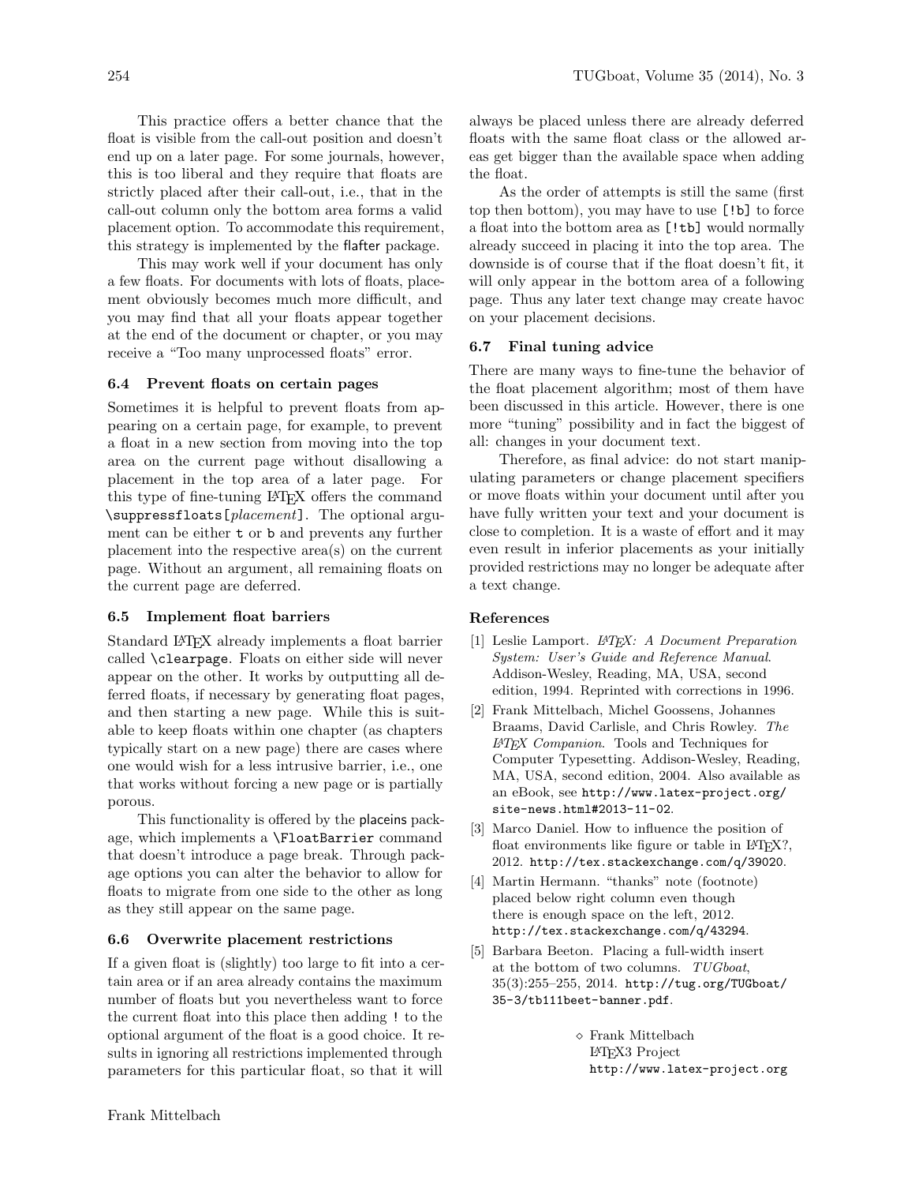This practice offers a better chance that the float is visible from the call-out position and doesn't end up on a later page. For some journals, however, this is too liberal and they require that floats are strictly placed after their call-out, i.e., that in the call-out column only the bottom area forms a valid placement option. To accommodate this requirement, this strategy is implemented by the flafter package.

This may work well if your document has only a few floats. For documents with lots of floats, placement obviously becomes much more difficult, and you may find that all your floats appear together at the end of the document or chapter, or you may receive a "Too many unprocessed floats" error.

### 6.4 Prevent floats on certain pages

Sometimes it is helpful to prevent floats from appearing on a certain page, for example, to prevent a float in a new section from moving into the top area on the current page without disallowing a placement in the top area of a later page. For this type of fine-tuning LaTeX offers the command `\suppressfloats[`*placement*`]`. The optional argument can be either `t` or `b` and prevents any further placement into the respective area(s) on the current page. Without an argument, all remaining floats on the current page are deferred.

### 6.5 Implement float barriers

Standard LaTeX already implements a float barrier called `\clearpage`. Floats on either side will never appear on the other. It works by outputting all deferred floats, if necessary by generating float pages, and then starting a new page. While this is suitable to keep floats within one chapter (as chapters typically start on a new page) there are cases where one would wish for a less intrusive barrier, i.e., one that works without forcing a new page or is partially porous.

This functionality is offered by the placeins package, which implements a `\FloatBarrier` command that doesn't introduce a page break. Through package options you can alter the behavior to allow for floats to migrate from one side to the other as long as they still appear on the same page.

### 6.6 Overwrite placement restrictions

If a given float is (slightly) too large to fit into a certain area or if an area already contains the maximum number of floats but you nevertheless want to force the current float into this place then adding `!` to the optional argument of the float is a good choice. It results in ignoring all restrictions implemented through parameters for this particular float, so that it will always be placed unless there are already deferred floats with the same float class or the allowed areas get bigger than the available space when adding the float.

As the order of attempts is still the same (first top then bottom), you may have to use `[!b]` to force a float into the bottom area as `[!tb]` would normally already succeed in placing it into the top area. The downside is of course that if the float doesn't fit, it will only appear in the bottom area of a following page. Thus any later text change may create havoc on your placement decisions.

### 6.7 Final tuning advice

There are many ways to fine-tune the behavior of the float placement algorithm; most of them have been discussed in this article. However, there is one more "tuning" possibility and in fact the biggest of all: changes in your document text.

Therefore, as final advice: do not start manipulating parameters or change placement specifiers or move floats within your document until after you have fully written your text and your document is close to completion. It is a waste of effort and it may even result in inferior placements as your initially provided restrictions may no longer be adequate after a text change.

### References

[1] Leslie Lamport. *LaTeX: A Document Preparation System: User's Guide and Reference Manual*. Addison-Wesley, Reading, MA, USA, second edition, 1994. Reprinted with corrections in 1996.

[2] Frank Mittelbach, Michel Goossens, Johannes Braams, David Carlisle, and Chris Rowley. *The LaTeX Companion*. Tools and Techniques for Computer Typesetting. Addison-Wesley, Reading, MA, USA, second edition, 2004. Also available as an eBook, see `http://www.latex-project.org/site-news.html#2013-11-02`.

[3] Marco Daniel. How to influence the position of float environments like figure or table in LaTeX?, 2012. `http://tex.stackexchange.com/q/39020`.

[4] Martin Hermann. "thanks" note (footnote) placed below right column even though there is enough space on the left, 2012. `http://tex.stackexchange.com/q/43294`.

[5] Barbara Beeton. Placing a full-width insert at the bottom of two columns. *TUGboat*, 35(3):255–255, 2014. `http://tug.org/TUGboat/35-3/tb111beet-banner.pdf`.

◇ Frank Mittelbach
LaTeX3 Project
`http://www.latex-project.org`